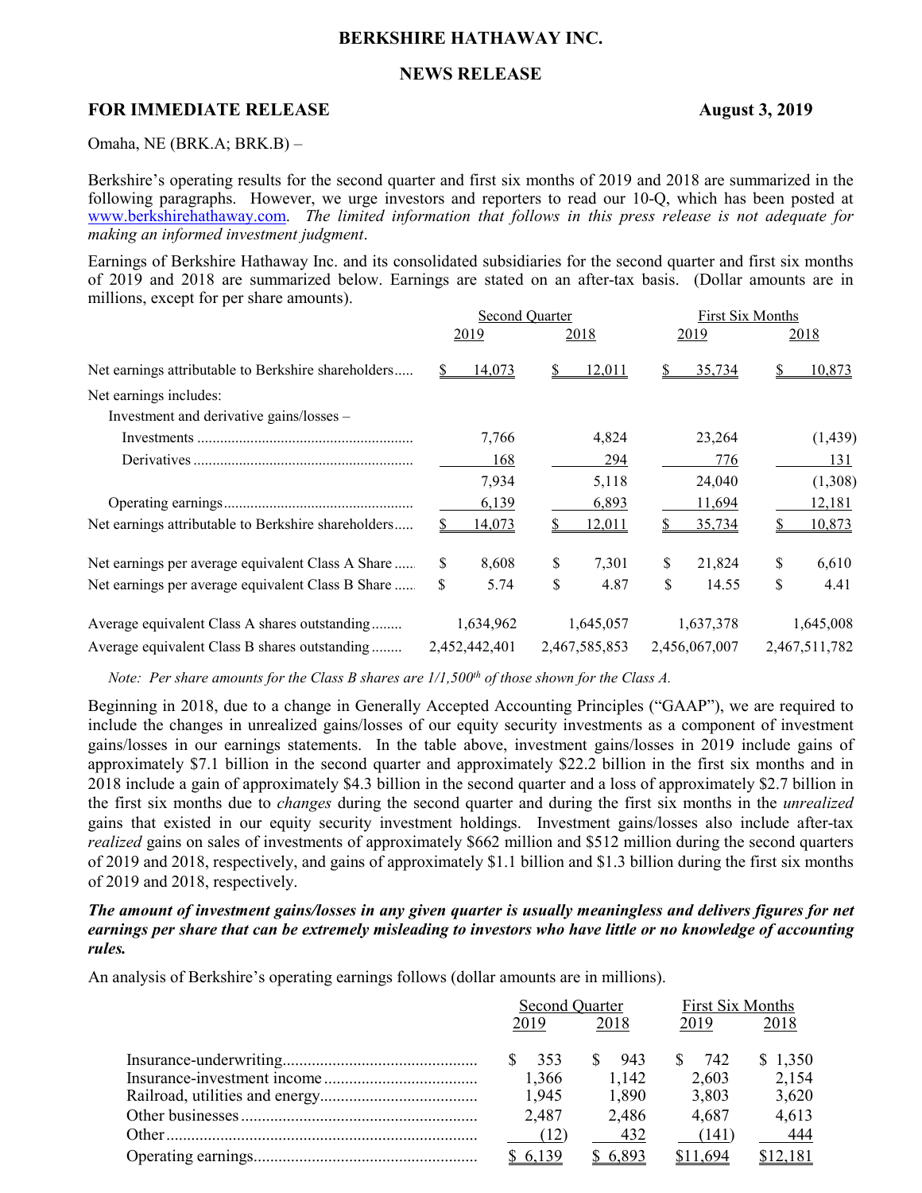# BERKSHIRE HATHAWAY INC.

## NEWS RELEASE

**FOR IMMEDIATE RELEASE** **August 3, 2019**

Omaha, NE (BRK.A; BRK.B) –

Berkshire's operating results for the second quarter and first six months of 2019 and 2018 are summarized in the following paragraphs. However, we urge investors and reporters to read our 10-Q, which has been posted at www.berkshirehathaway.com. *The limited information that follows in this press release is not adequate for making an informed investment judgment*.

Earnings of Berkshire Hathaway Inc. and its consolidated subsidiaries for the second quarter and first six months of 2019 and 2018 are summarized below. Earnings are stated on an after-tax basis. (Dollar amounts are in millions, except for per share amounts).

| | Second Quarter | | First Six Months | |
|---|---|---|---|---|
| | 2019 | 2018 | 2019 | 2018 |
| Net earnings attributable to Berkshire shareholders | $ 14,073 | $ 12,011 | $ 35,734 | $ 10,873 |
| Net earnings includes: | | | | |
| Investment and derivative gains/losses – | | | | |
| Investments | 7,766 | 4,824 | 23,264 | (1,439) |
| Derivatives | 168 | 294 | 776 | 131 |
| | 7,934 | 5,118 | 24,040 | (1,308) |
| Operating earnings | 6,139 | 6,893 | 11,694 | 12,181 |
| Net earnings attributable to Berkshire shareholders | $ 14,073 | $ 12,011 | $ 35,734 | $ 10,873 |
| Net earnings per average equivalent Class A Share | $ 8,608 | $ 7,301 | $ 21,824 | $ 6,610 |
| Net earnings per average equivalent Class B Share | $ 5.74 | $ 4.87 | $ 14.55 | $ 4.41 |
| Average equivalent Class A shares outstanding | 1,634,962 | 1,645,057 | 1,637,378 | 1,645,008 |
| Average equivalent Class B shares outstanding | 2,452,442,401 | 2,467,585,853 | 2,456,067,007 | 2,467,511,782 |

*Note: Per share amounts for the Class B shares are 1/1,500th of those shown for the Class A.*

Beginning in 2018, due to a change in Generally Accepted Accounting Principles ("GAAP"), we are required to include the changes in unrealized gains/losses of our equity security investments as a component of investment gains/losses in our earnings statements. In the table above, investment gains/losses in 2019 include gains of approximately $7.1 billion in the second quarter and approximately $22.2 billion in the first six months and in 2018 include a gain of approximately $4.3 billion in the second quarter and a loss of approximately $2.7 billion in the first six months due to *changes* during the second quarter and during the first six months in the *unrealized* gains that existed in our equity security investment holdings. Investment gains/losses also include after-tax *realized* gains on sales of investments of approximately $662 million and $512 million during the second quarters of 2019 and 2018, respectively, and gains of approximately $1.1 billion and $1.3 billion during the first six months of 2019 and 2018, respectively.

***The amount of investment gains/losses in any given quarter is usually meaningless and delivers figures for net earnings per share that can be extremely misleading to investors who have little or no knowledge of accounting rules.***

An analysis of Berkshire's operating earnings follows (dollar amounts are in millions).

| | Second Quarter | | First Six Months | |
|---|---|---|---|---|
| | 2019 | 2018 | 2019 | 2018 |
| Insurance-underwriting | $ 353 | $ 943 | $ 742 | $ 1,350 |
| Insurance-investment income | 1,366 | 1,142 | 2,603 | 2,154 |
| Railroad, utilities and energy | 1,945 | 1,890 | 3,803 | 3,620 |
| Other businesses | 2,487 | 2,486 | 4,687 | 4,613 |
| Other | (12) | 432 | (141) | 444 |
| Operating earnings | $ 6,139 | $ 6,893 | $11,694 | $12,181 |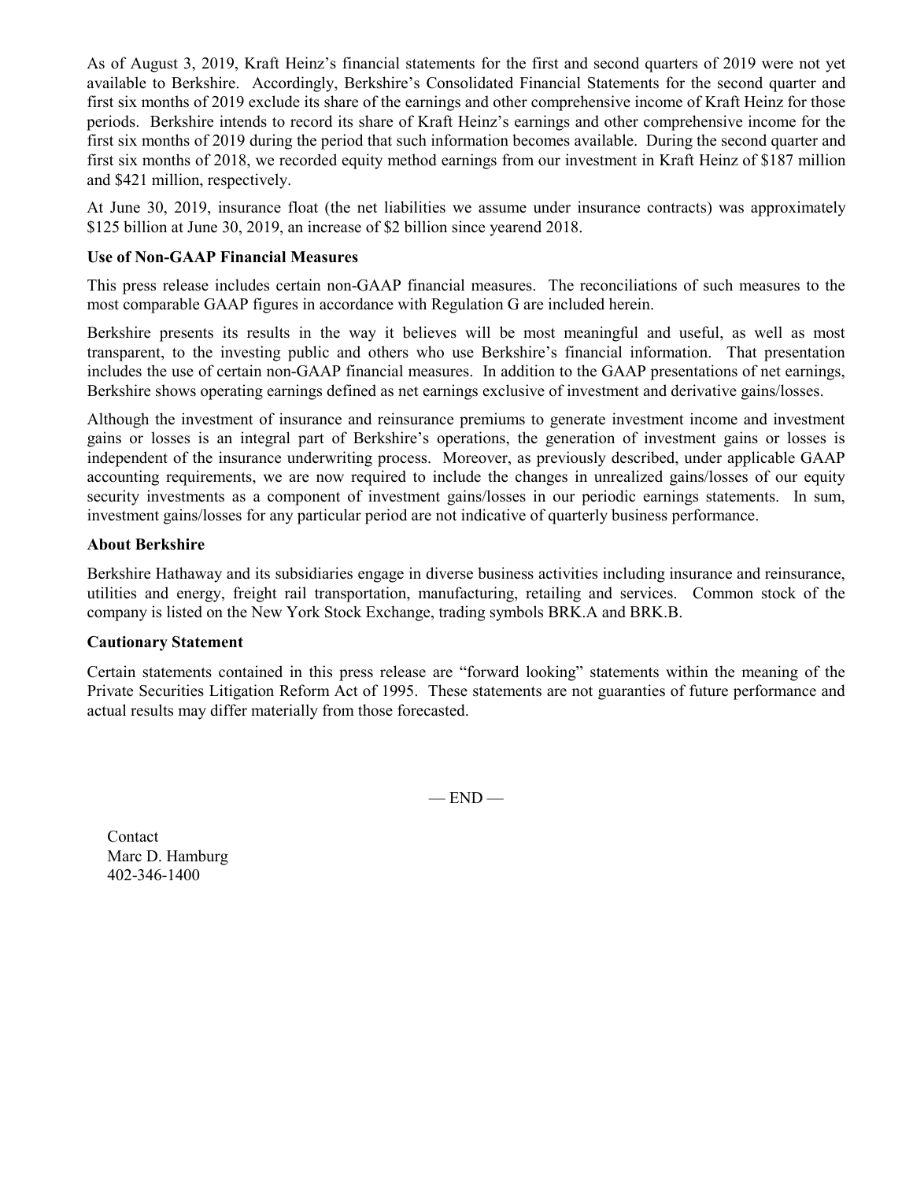As of August 3, 2019, Kraft Heinz's financial statements for the first and second quarters of 2019 were not yet available to Berkshire. Accordingly, Berkshire's Consolidated Financial Statements for the second quarter and first six months of 2019 exclude its share of the earnings and other comprehensive income of Kraft Heinz for those periods. Berkshire intends to record its share of Kraft Heinz's earnings and other comprehensive income for the first six months of 2019 during the period that such information becomes available. During the second quarter and first six months of 2018, we recorded equity method earnings from our investment in Kraft Heinz of $187 million and $421 million, respectively.

At June 30, 2019, insurance float (the net liabilities we assume under insurance contracts) was approximately $125 billion at June 30, 2019, an increase of $2 billion since yearend 2018.

**Use of Non-GAAP Financial Measures**

This press release includes certain non-GAAP financial measures. The reconciliations of such measures to the most comparable GAAP figures in accordance with Regulation G are included herein.

Berkshire presents its results in the way it believes will be most meaningful and useful, as well as most transparent, to the investing public and others who use Berkshire's financial information. That presentation includes the use of certain non-GAAP financial measures. In addition to the GAAP presentations of net earnings, Berkshire shows operating earnings defined as net earnings exclusive of investment and derivative gains/losses.

Although the investment of insurance and reinsurance premiums to generate investment income and investment gains or losses is an integral part of Berkshire's operations, the generation of investment gains or losses is independent of the insurance underwriting process. Moreover, as previously described, under applicable GAAP accounting requirements, we are now required to include the changes in unrealized gains/losses of our equity security investments as a component of investment gains/losses in our periodic earnings statements. In sum, investment gains/losses for any particular period are not indicative of quarterly business performance.

**About Berkshire**

Berkshire Hathaway and its subsidiaries engage in diverse business activities including insurance and reinsurance, utilities and energy, freight rail transportation, manufacturing, retailing and services. Common stock of the company is listed on the New York Stock Exchange, trading symbols BRK.A and BRK.B.

**Cautionary Statement**

Certain statements contained in this press release are "forward looking" statements within the meaning of the Private Securities Litigation Reform Act of 1995. These statements are not guaranties of future performance and actual results may differ materially from those forecasted.

— END —

Contact
Marc D. Hamburg
402-346-1400